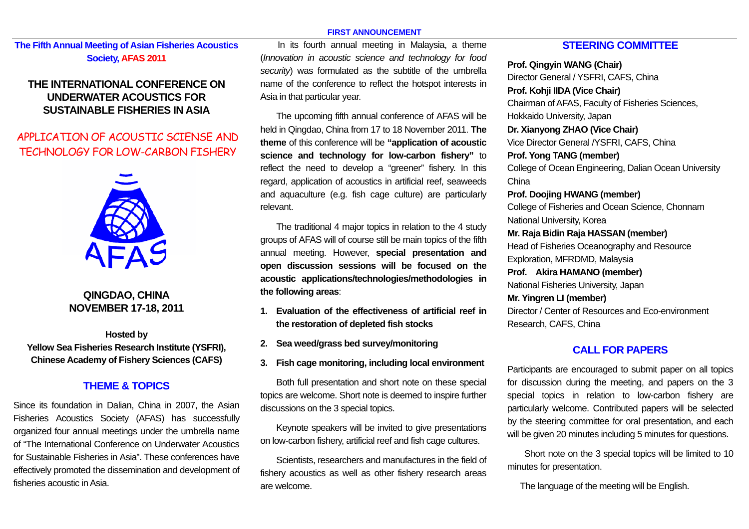FIRST ANNOUNCEMENT

**The Fifth Annual Meeting of Asian Fisheries Acoustics Society, AFAS 2011**

# THE INTERNATIONAL CONFERENCE ON UNDERWATER ACOUSTICS FOR SUSTAINABLE FISHERIES IN ASIA

## APPLICATION OF ACOUSTIC SCIENSE AND TECHNOLOGY FOR LOW-CARBON FISHERY

AFAS

**QINGDAO, CHINA**
**NOVEMBER 17-18, 2011**

**Hosted by**
**Yellow Sea Fisheries Research Institute (YSFRI), Chinese Academy of Fishery Sciences (CAFS)**

## THEME & TOPICS

Since its foundation in Dalian, China in 2007, the Asian Fisheries Acoustics Society (AFAS) has successfully organized four annual meetings under the umbrella name of "The International Conference on Underwater Acoustics for Sustainable Fisheries in Asia". These conferences have effectively promoted the dissemination and development of fisheries acoustic in Asia.

In its fourth annual meeting in Malaysia, a theme (*Innovation in acoustic science and technology for food security*) was formulated as the subtitle of the umbrella name of the conference to reflect the hotspot interests in Asia in that particular year.

The upcoming fifth annual conference of AFAS will be held in Qingdao, China from 17 to 18 November 2011. **The theme** of this conference will be **"application of acoustic science and technology for low-carbon fishery"** to reflect the need to develop a "greener" fishery. In this regard, application of acoustics in artificial reef, seaweeds and aquaculture (e.g. fish cage culture) are particularly relevant.

The traditional 4 major topics in relation to the 4 study groups of AFAS will of course still be main topics of the fifth annual meeting. However, **special presentation and open discussion sessions will be focused on the acoustic applications/technologies/methodologies in the following areas**:

1. **Evaluation of the effectiveness of artificial reef in the restoration of depleted fish stocks**
2. **Sea weed/grass bed survey/monitoring**
3. **Fish cage monitoring, including local environment**

Both full presentation and short note on these special topics are welcome. Short note is deemed to inspire further discussions on the 3 special topics.

Keynote speakers will be invited to give presentations on low-carbon fishery, artificial reef and fish cage cultures.

Scientists, researchers and manufactures in the field of fishery acoustics as well as other fishery research areas are welcome.

## STEERING COMMITTEE

**Prof. Qingyin WANG (Chair)**
Director General / YSFRI, CAFS, China

**Prof. Kohji IIDA (Vice Chair)**
Chairman of AFAS, Faculty of Fisheries Sciences, Hokkaido University, Japan

**Dr. Xianyong ZHAO (Vice Chair)**
Vice Director General /YSFRI, CAFS, China

**Prof. Yong TANG (member)**
College of Ocean Engineering, Dalian Ocean University China

**Prof. Doojing HWANG (member)**
College of Fisheries and Ocean Science, Chonnam National University, Korea

**Mr. Raja Bidin Raja HASSAN (member)**
Head of Fisheries Oceanography and Resource Exploration, MFRDMD, Malaysia

**Prof. Akira HAMANO (member)**
National Fisheries University, Japan

**Mr. Yingren LI (member)**
Director / Center of Resources and Eco-environment Research, CAFS, China

## CALL FOR PAPERS

Participants are encouraged to submit paper on all topics for discussion during the meeting, and papers on the 3 special topics in relation to low-carbon fishery are particularly welcome. Contributed papers will be selected by the steering committee for oral presentation, and each will be given 20 minutes including 5 minutes for questions.

Short note on the 3 special topics will be limited to 10 minutes for presentation.

The language of the meeting will be English.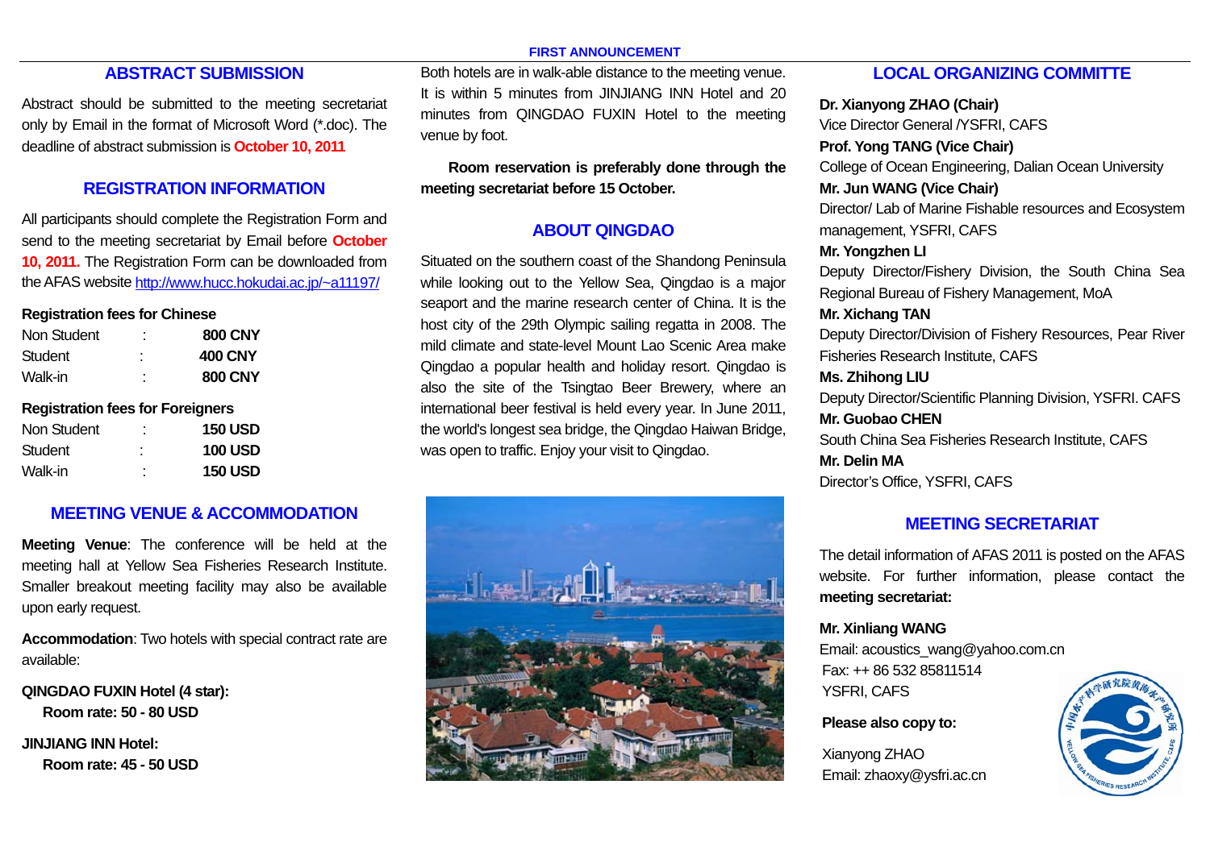FIRST ANNOUNCEMENT

## ABSTRACT SUBMISSION

Abstract should be submitted to the meeting secretariat only by Email in the format of Microsoft Word (*.doc). The deadline of abstract submission is **October 10, 2011**

## REGISTRATION INFORMATION

All participants should complete the Registration Form and send to the meeting secretariat by Email before **October 10, 2011.** The Registration Form can be downloaded from the AFAS website http://www.hucc.hokudai.ac.jp/~a11197/

**Registration fees for Chinese**

| | | |
|---|---|---|
| Non Student | : | **800 CNY** |
| Student | : | **400 CNY** |
| Walk-in | : | **800 CNY** |

**Registration fees for Foreigners**

| | | |
|---|---|---|
| Non Student | : | **150 USD** |
| Student | : | **100 USD** |
| Walk-in | : | **150 USD** |

## MEETING VENUE & ACCOMMODATION

**Meeting Venue**: The conference will be held at the meeting hall at Yellow Sea Fisheries Research Institute. Smaller breakout meeting facility may also be available upon early request.

**Accommodation**: Two hotels with special contract rate are available:

**QINGDAO FUXIN Hotel (4 star):**
**Room rate: 50 - 80 USD**

**JINJIANG INN Hotel:**
**Room rate: 45 - 50 USD**

Both hotels are in walk-able distance to the meeting venue. It is within 5 minutes from JINJIANG INN Hotel and 20 minutes from QINGDAO FUXIN Hotel to the meeting venue by foot.

**Room reservation is preferably done through the meeting secretariat before 15 October.**

## ABOUT QINGDAO

Situated on the southern coast of the Shandong Peninsula while looking out to the Yellow Sea, Qingdao is a major seaport and the marine research center of China. It is the host city of the 29th Olympic sailing regatta in 2008. The mild climate and state-level Mount Lao Scenic Area make Qingdao a popular health and holiday resort. Qingdao is also the site of the Tsingtao Beer Brewery, where an international beer festival is held every year. In June 2011, the world's longest sea bridge, the Qingdao Haiwan Bridge, was open to traffic. Enjoy your visit to Qingdao.

## LOCAL ORGANIZING COMMITTE

**Dr. Xianyong ZHAO (Chair)**
Vice Director General /YSFRI, CAFS

**Prof. Yong TANG (Vice Chair)**
College of Ocean Engineering, Dalian Ocean University

**Mr. Jun WANG (Vice Chair)**
Director/ Lab of Marine Fishable resources and Ecosystem management, YSFRI, CAFS

**Mr. Yongzhen LI**
Deputy Director/Fishery Division, the South China Sea Regional Bureau of Fishery Management, MoA

**Mr. Xichang TAN**
Deputy Director/Division of Fishery Resources, Pear River Fisheries Research Institute, CAFS

**Ms. Zhihong LIU**
Deputy Director/Scientific Planning Division, YSFRI. CAFS

**Mr. Guobao CHEN**
South China Sea Fisheries Research Institute, CAFS

**Mr. Delin MA**
Director's Office, YSFRI, CAFS

## MEETING SECRETARIAT

The detail information of AFAS 2011 is posted on the AFAS website. For further information, please contact the **meeting secretariat:**

**Mr. Xinliang WANG**
Email: acoustics_wang@yahoo.com.cn
Fax: ++ 86 532 85811514
YSFRI, CAFS

**Please also copy to:**

Xianyong ZHAO
Email: zhaoxy@ysfri.ac.cn